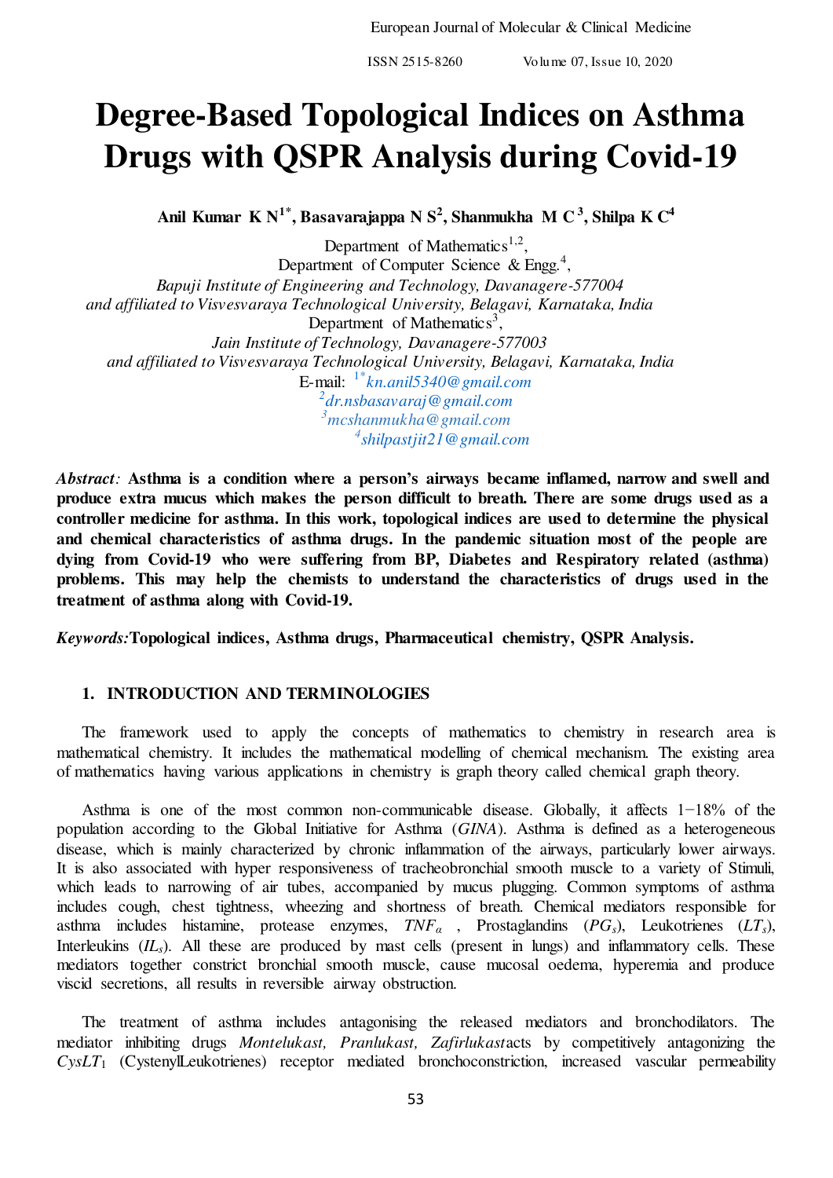# Degree-Based Topological Indices on Asthma Drugs with QSPR Analysis during Covid-19

**Anil Kumar K N[1*], Basavarajappa N S[2], Shanmukha M C[3], Shilpa K C[4]**

Department of Mathematics[1,2],
Department of Computer Science & Engg.[4],
*Bapuji Institute of Engineering and Technology, Davanagere-577004*
*and affiliated to Visvesvaraya Technological University, Belagavi, Karnataka, India*
Department of Mathematics[3],
*Jain Institute of Technology, Davanagere-577003*
*and affiliated to Visvesvaraya Technological University, Belagavi, Karnataka, India*
E-mail: [1*]*kn.anil5340@gmail.com*
[2]*dr.nsbasavaraj@gmail.com*
[3]*mcshanmukha@gmail.com*
[4]*shilpastjit21@gmail.com*

*Abstract:* **Asthma is a condition where a person's airways became inflamed, narrow and swell and produce extra mucus which makes the person difficult to breath. There are some drugs used as a controller medicine for asthma. In this work, topological indices are used to determine the physical and chemical characteristics of asthma drugs. In the pandemic situation most of the people are dying from Covid-19 who were suffering from BP, Diabetes and Respiratory related (asthma) problems. This may help the chemists to understand the characteristics of drugs used in the treatment of asthma along with Covid-19.**

*Keywords:* **Topological indices, Asthma drugs, Pharmaceutical chemistry, QSPR Analysis.**

## 1. INTRODUCTION AND TERMINOLOGIES

The framework used to apply the concepts of mathematics to chemistry in research area is mathematical chemistry. It includes the mathematical modelling of chemical mechanism. The existing area of mathematics having various applications in chemistry is graph theory called chemical graph theory.

Asthma is one of the most common non-communicable disease. Globally, it affects 1−18% of the population according to the Global Initiative for Asthma (*GINA*). Asthma is defined as a heterogeneous disease, which is mainly characterized by chronic inflammation of the airways, particularly lower airways. It is also associated with hyper responsiveness of tracheobronchial smooth muscle to a variety of Stimuli, which leads to narrowing of air tubes, accompanied by mucus plugging. Common symptoms of asthma includes cough, chest tightness, wheezing and shortness of breath. Chemical mediators responsible for asthma includes histamine, protease enzymes, $TNF_\alpha$ , Prostaglandins ($PG_s$), Leukotrienes ($LT_s$), Interleukins ($IL_s$). All these are produced by mast cells (present in lungs) and inflammatory cells. These mediators together constrict bronchial smooth muscle, cause mucosal oedema, hyperemia and produce viscid secretions, all results in reversible airway obstruction.

The treatment of asthma includes antagonising the released mediators and bronchodilators. The mediator inhibiting drugs *Montelukast, Pranlukast, Zafirlukast*acts by competitively antagonizing the $CysLT_1$ (CystenylLeukotrienes) receptor mediated bronchoconstriction, increased vascular permeability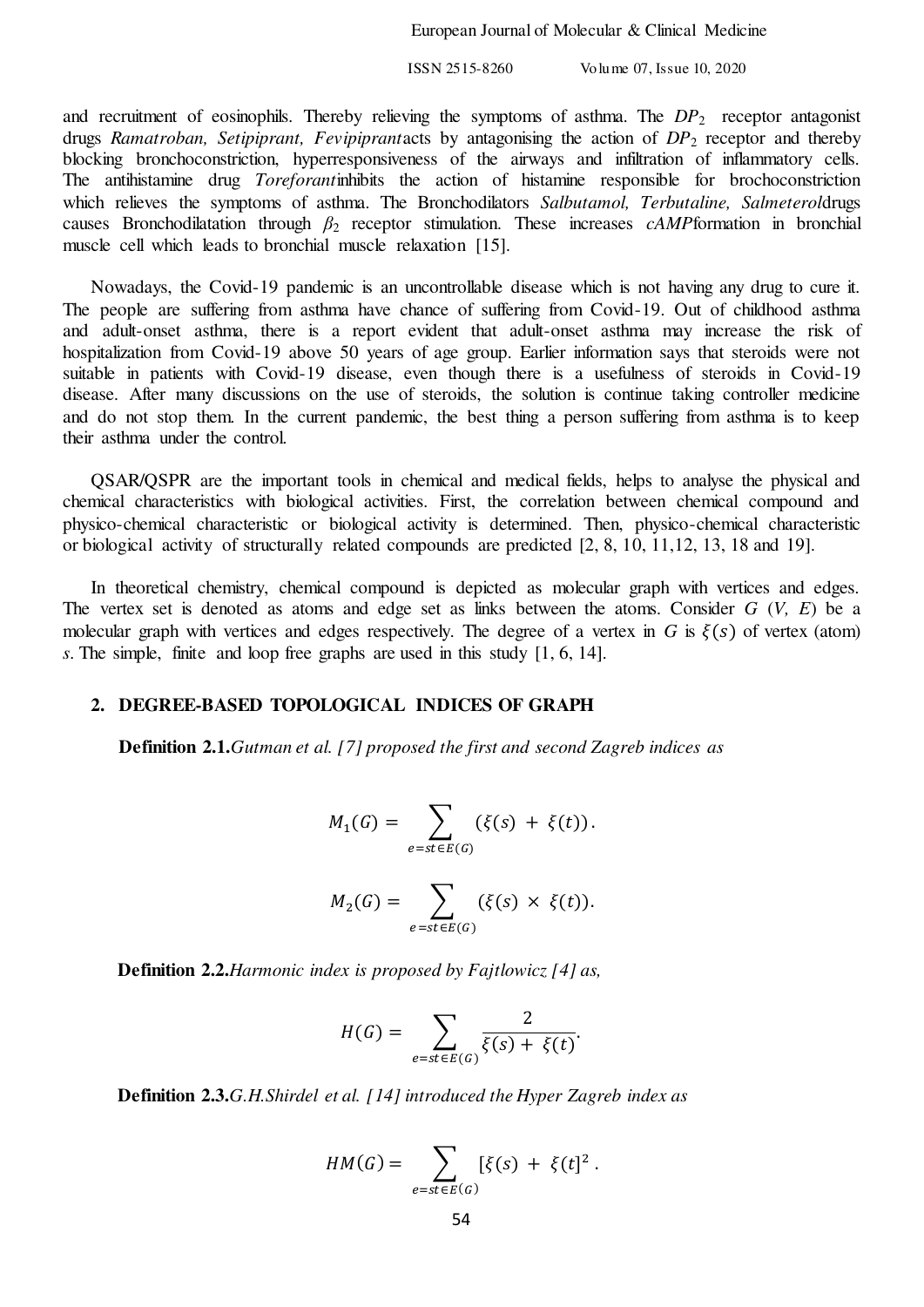and recruitment of eosinophils. Thereby relieving the symptoms of asthma. The $DP_2$ receptor antagonist drugs *Ramatroban, Setipiprant, Fevipiprant*acts by antagonising the action of $DP_2$ receptor and thereby blocking bronchoconstriction, hyperresponsiveness of the airways and infiltration of inflammatory cells. The antihistamine drug *Toreforant*inhibits the action of histamine responsible for brochoconstriction which relieves the symptoms of asthma. The Bronchodilators *Salbutamol, Terbutaline, Salmeterol*drugs causes Bronchodilatation through $\beta_2$ receptor stimulation. These increases *cAMP*formation in bronchial muscle cell which leads to bronchial muscle relaxation [15].

Nowadays, the Covid-19 pandemic is an uncontrollable disease which is not having any drug to cure it. The people are suffering from asthma have chance of suffering from Covid-19. Out of childhood asthma and adult-onset asthma, there is a report evident that adult-onset asthma may increase the risk of hospitalization from Covid-19 above 50 years of age group. Earlier information says that steroids were not suitable in patients with Covid-19 disease, even though there is a usefulness of steroids in Covid-19 disease. After many discussions on the use of steroids, the solution is continue taking controller medicine and do not stop them. In the current pandemic, the best thing a person suffering from asthma is to keep their asthma under the control.

QSAR/QSPR are the important tools in chemical and medical fields, helps to analyse the physical and chemical characteristics with biological activities. First, the correlation between chemical compound and physico-chemical characteristic or biological activity is determined. Then, physico-chemical characteristic or biological activity of structurally related compounds are predicted [2, 8, 10, 11,12, 13, 18 and 19].

In theoretical chemistry, chemical compound is depicted as molecular graph with vertices and edges. The vertex set is denoted as atoms and edge set as links between the atoms. Consider $G$ ($V$, $E$) be a molecular graph with vertices and edges respectively. The degree of a vertex in $G$ is $\xi(s)$ of vertex (atom) $s$. The simple, finite and loop free graphs are used in this study [1, 6, 14].

## 2. DEGREE-BASED TOPOLOGICAL INDICES OF GRAPH

**Definition 2.1.***Gutman et al. [7] proposed the first and second Zagreb indices as*

$$M_1(G) = \sum_{e=st\in E(G)} (\xi(s) + \xi(t)).$$

$$M_2(G) = \sum_{e=st\in E(G)} (\xi(s) \times \xi(t)).$$

**Definition 2.2.***Harmonic index is proposed by Fajtlowicz [4] as,*

$$H(G) = \sum_{e=st\in E(G)} \frac{2}{\xi(s) + \xi(t)}.$$

**Definition 2.3.***G.H.Shirdel et al. [14] introduced the Hyper Zagreb index as*

$$HM(G) = \sum_{e=st\in E(G)} [\xi(s) + \xi(t]^2 .$$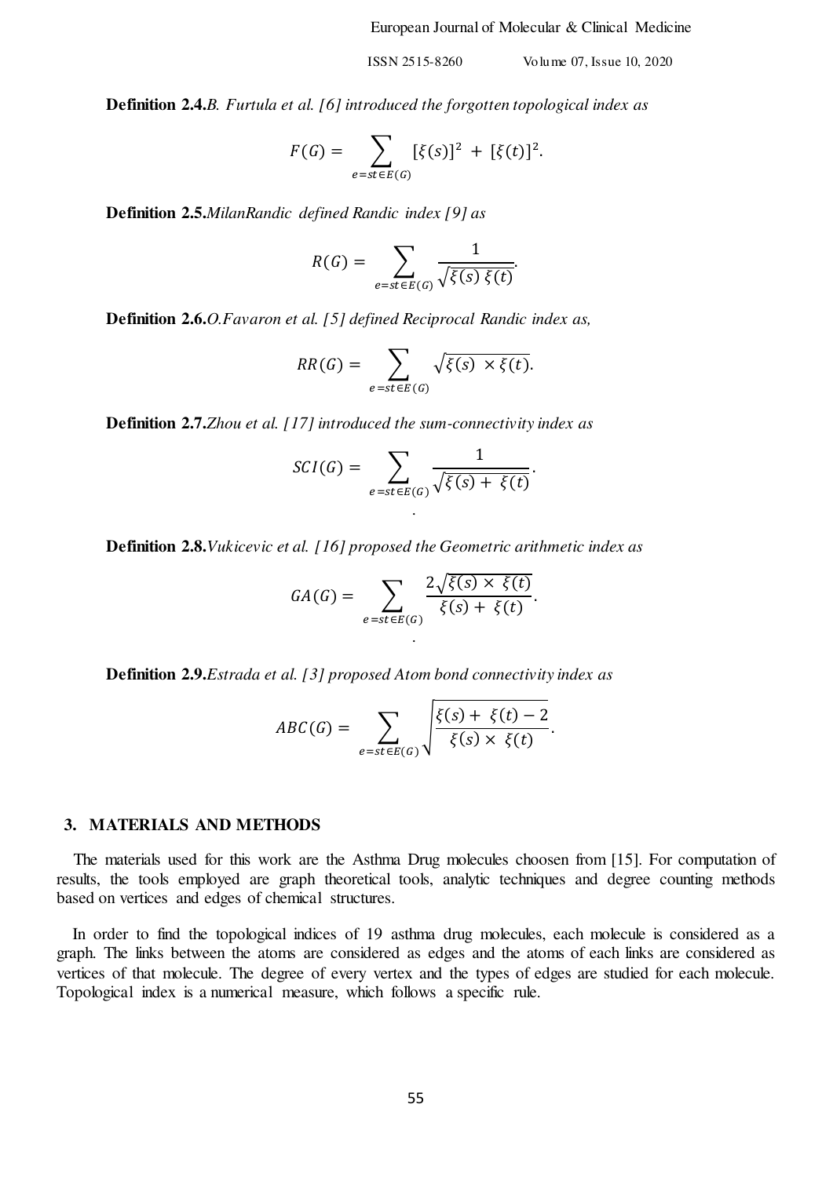**Definition 2.4.***B. Furtula et al. [6] introduced the forgotten topological index as*

$$F(G) = \sum_{e=st\in E(G)} [\xi(s)]^2 + [\xi(t)]^2.$$

**Definition 2.5.***MilanRandic defined Randic index [9] as*

$$R(G) = \sum_{e=st\in E(G)} \frac{1}{\sqrt{\xi(s)\,\xi(t)}}.$$

**Definition 2.6.***O.Favaron et al. [5] defined Reciprocal Randic index as,*

$$RR(G) = \sum_{e=st\in E(G)} \sqrt{\xi(s) \times \xi(t)}.$$

**Definition 2.7.***Zhou et al. [17] introduced the sum-connectivity index as*

$$SCI(G) = \sum_{e=st\in E(G)} \frac{1}{\sqrt{\xi(s) + \xi(t)}}.$$

**Definition 2.8.***Vukicevic et al. [16] proposed the Geometric arithmetic index as*

$$GA(G) = \sum_{e=st\in E(G)} \frac{2\sqrt{\xi(s) \times \xi(t)}}{\xi(s) + \xi(t)}.$$

**Definition 2.9.***Estrada et al. [3] proposed Atom bond connectivity index as*

$$ABC(G) = \sum_{e=st\in E(G)} \sqrt{\frac{\xi(s) + \xi(t) - 2}{\xi(s) \times \xi(t)}}.$$

## 3. MATERIALS AND METHODS

The materials used for this work are the Asthma Drug molecules choosen from [15]. For computation of results, the tools employed are graph theoretical tools, analytic techniques and degree counting methods based on vertices and edges of chemical structures.

In order to find the topological indices of 19 asthma drug molecules, each molecule is considered as a graph. The links between the atoms are considered as edges and the atoms of each links are considered as vertices of that molecule. The degree of every vertex and the types of edges are studied for each molecule. Topological index is a numerical measure, which follows a specific rule.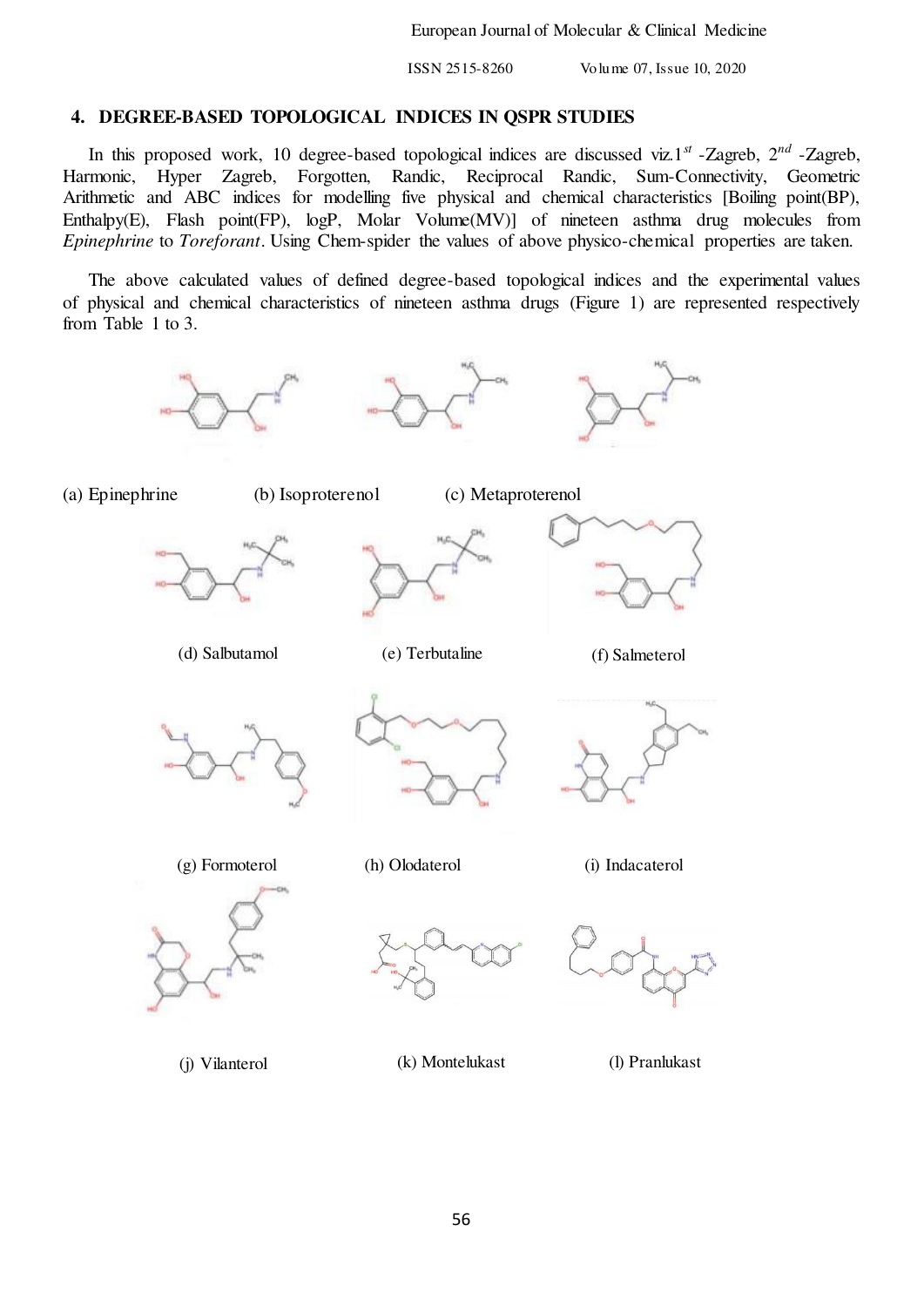## 4. DEGREE-BASED TOPOLOGICAL INDICES IN QSPR STUDIES

In this proposed work, 10 degree-based topological indices are discussed viz.$1^{st}$ -Zagreb, $2^{nd}$ -Zagreb, Harmonic, Hyper Zagreb, Forgotten, Randic, Reciprocal Randic, Sum-Connectivity, Geometric Arithmetic and ABC indices for modelling five physical and chemical characteristics [Boiling point(BP), Enthalpy(E), Flash point(FP), logP, Molar Volume(MV)] of nineteen asthma drug molecules from *Epinephrine* to *Toreforant*. Using Chem-spider the values of above physico-chemical properties are taken.

The above calculated values of defined degree-based topological indices and the experimental values of physical and chemical characteristics of nineteen asthma drugs (Figure 1) are represented respectively from Table 1 to 3.

(a) Epinephrine (b) Isoproterenol (c) Metaproterenol

(d) Salbutamol (e) Terbutaline (f) Salmeterol

(g) Formoterol (h) Olodaterol (i) Indacaterol

(j) Vilanterol (k) Montelukast (l) Pranlukast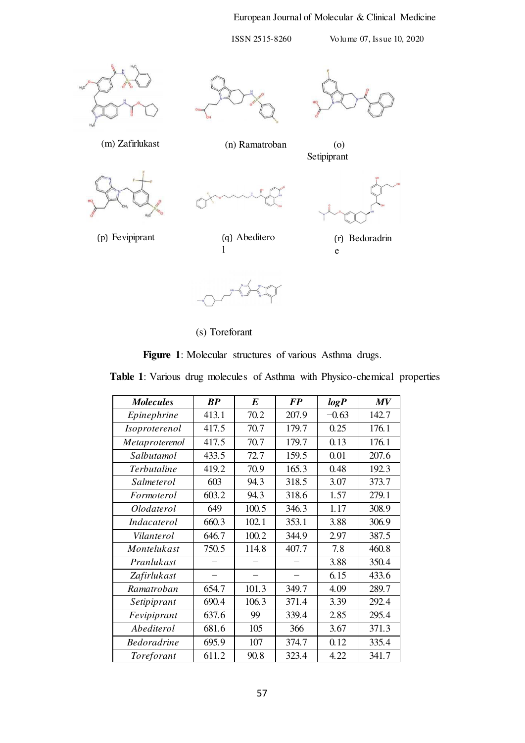(m) Zafirlukast

(n) Ramatroban

(o) Setipiprant

(p) Fevipiprant

(q) Abediterol

(r) Bedoradrine

(s) Toreforant

**Figure 1**: Molecular structures of various Asthma drugs.

**Table 1**: Various drug molecules of Asthma with Physico-chemical properties

| *Molecules* | *BP* | *E* | *FP* | *logP* | *MV* |
|---|---|---|---|---|---|
| *Epinephrine* | 413.1 | 70.2 | 207.9 | −0.63 | 142.7 |
| *Isoproterenol* | 417.5 | 70.7 | 179.7 | 0.25 | 176.1 |
| *Metaproterenol* | 417.5 | 70.7 | 179.7 | 0.13 | 176.1 |
| *Salbutamol* | 433.5 | 72.7 | 159.5 | 0.01 | 207.6 |
| *Terbutaline* | 419.2 | 70.9 | 165.3 | 0.48 | 192.3 |
| *Salmeterol* | 603 | 94.3 | 318.5 | 3.07 | 373.7 |
| *Formoterol* | 603.2 | 94.3 | 318.6 | 1.57 | 279.1 |
| *Olodaterol* | 649 | 100.5 | 346.3 | 1.17 | 308.9 |
| *Indacaterol* | 660.3 | 102.1 | 353.1 | 3.88 | 306.9 |
| *Vilanterol* | 646.7 | 100.2 | 344.9 | 2.97 | 387.5 |
| *Montelukast* | 750.5 | 114.8 | 407.7 | 7.8 | 460.8 |
| *Pranlukast* | – | – | – | 3.88 | 350.4 |
| *Zafirlukast* | – | – | – | 6.15 | 433.6 |
| *Ramatroban* | 654.7 | 101.3 | 349.7 | 4.09 | 289.7 |
| *Setipiprant* | 690.4 | 106.3 | 371.4 | 3.39 | 292.4 |
| *Fevipiprant* | 637.6 | 99 | 339.4 | 2.85 | 295.4 |
| *Abediterol* | 681.6 | 105 | 366 | 3.67 | 371.3 |
| *Bedoradrine* | 695.9 | 107 | 374.7 | 0.12 | 335.4 |
| *Toreforant* | 611.2 | 90.8 | 323.4 | 4.22 | 341.7 |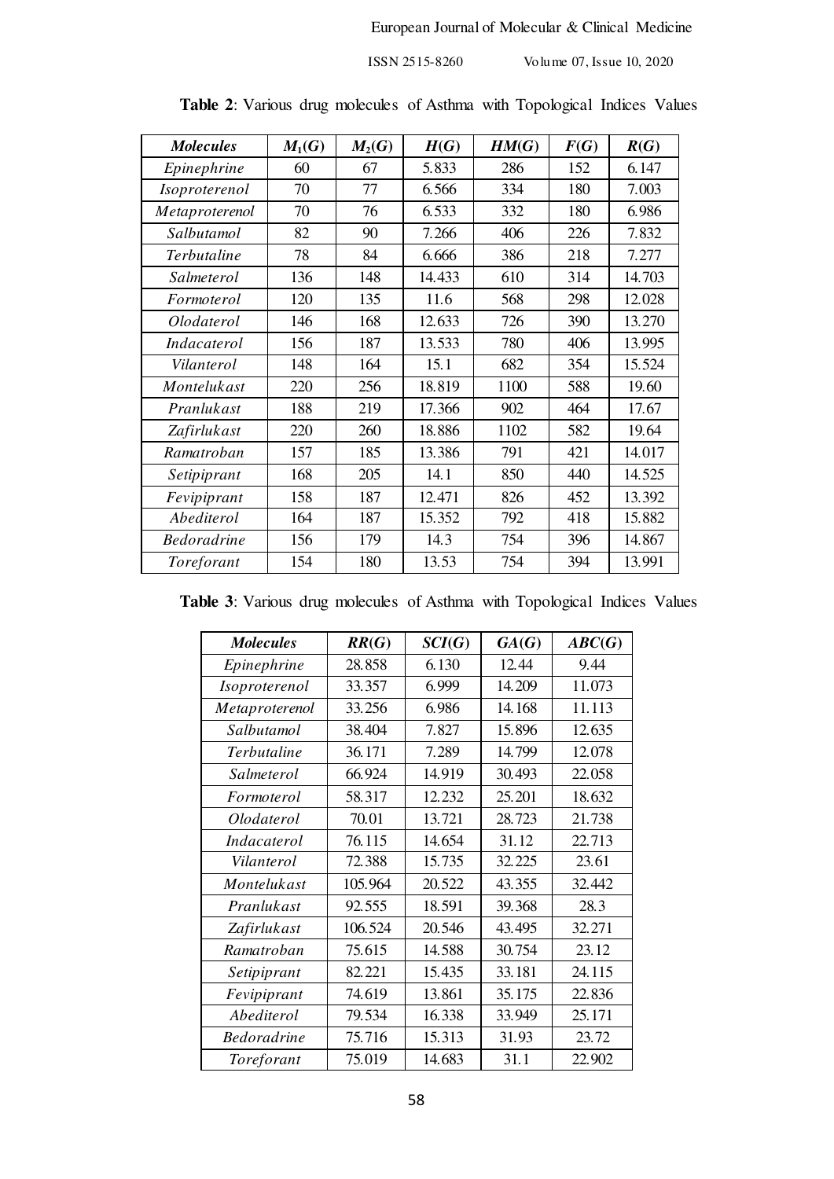**Table 2**: Various drug molecules of Asthma with Topological Indices Values

| *Molecules* | $M_1(G)$ | $M_2(G)$ | $H(G)$ | $HM(G)$ | $F(G)$ | $R(G)$ |
|---|---|---|---|---|---|---|
| *Epinephrine* | 60 | 67 | 5.833 | 286 | 152 | 6.147 |
| *Isoproterenol* | 70 | 77 | 6.566 | 334 | 180 | 7.003 |
| *Metaproterenol* | 70 | 76 | 6.533 | 332 | 180 | 6.986 |
| *Salbutamol* | 82 | 90 | 7.266 | 406 | 226 | 7.832 |
| *Terbutaline* | 78 | 84 | 6.666 | 386 | 218 | 7.277 |
| *Salmeterol* | 136 | 148 | 14.433 | 610 | 314 | 14.703 |
| *Formoterol* | 120 | 135 | 11.6 | 568 | 298 | 12.028 |
| *Olodaterol* | 146 | 168 | 12.633 | 726 | 390 | 13.270 |
| *Indacaterol* | 156 | 187 | 13.533 | 780 | 406 | 13.995 |
| *Vilanterol* | 148 | 164 | 15.1 | 682 | 354 | 15.524 |
| *Montelukast* | 220 | 256 | 18.819 | 1100 | 588 | 19.60 |
| *Pranlukast* | 188 | 219 | 17.366 | 902 | 464 | 17.67 |
| *Zafirlukast* | 220 | 260 | 18.886 | 1102 | 582 | 19.64 |
| *Ramatroban* | 157 | 185 | 13.386 | 791 | 421 | 14.017 |
| *Setipiprant* | 168 | 205 | 14.1 | 850 | 440 | 14.525 |
| *Fevipiprant* | 158 | 187 | 12.471 | 826 | 452 | 13.392 |
| *Abediterol* | 164 | 187 | 15.352 | 792 | 418 | 15.882 |
| *Bedoradrine* | 156 | 179 | 14.3 | 754 | 396 | 14.867 |
| *Toreforant* | 154 | 180 | 13.53 | 754 | 394 | 13.991 |

**Table 3**: Various drug molecules of Asthma with Topological Indices Values

| *Molecules* | $RR(G)$ | $SCI(G)$ | $GA(G)$ | $ABC(G)$ |
|---|---|---|---|---|
| *Epinephrine* | 28.858 | 6.130 | 12.44 | 9.44 |
| *Isoproterenol* | 33.357 | 6.999 | 14.209 | 11.073 |
| *Metaproterenol* | 33.256 | 6.986 | 14.168 | 11.113 |
| *Salbutamol* | 38.404 | 7.827 | 15.896 | 12.635 |
| *Terbutaline* | 36.171 | 7.289 | 14.799 | 12.078 |
| *Salmeterol* | 66.924 | 14.919 | 30.493 | 22.058 |
| *Formoterol* | 58.317 | 12.232 | 25.201 | 18.632 |
| *Olodaterol* | 70.01 | 13.721 | 28.723 | 21.738 |
| *Indacaterol* | 76.115 | 14.654 | 31.12 | 22.713 |
| *Vilanterol* | 72.388 | 15.735 | 32.225 | 23.61 |
| *Montelukast* | 105.964 | 20.522 | 43.355 | 32.442 |
| *Pranlukast* | 92.555 | 18.591 | 39.368 | 28.3 |
| *Zafirlukast* | 106.524 | 20.546 | 43.495 | 32.271 |
| *Ramatroban* | 75.615 | 14.588 | 30.754 | 23.12 |
| *Setipiprant* | 82.221 | 15.435 | 33.181 | 24.115 |
| *Fevipiprant* | 74.619 | 13.861 | 35.175 | 22.836 |
| *Abediterol* | 79.534 | 16.338 | 33.949 | 25.171 |
| *Bedoradrine* | 75.716 | 15.313 | 31.93 | 23.72 |
| *Toreforant* | 75.019 | 14.683 | 31.1 | 22.902 |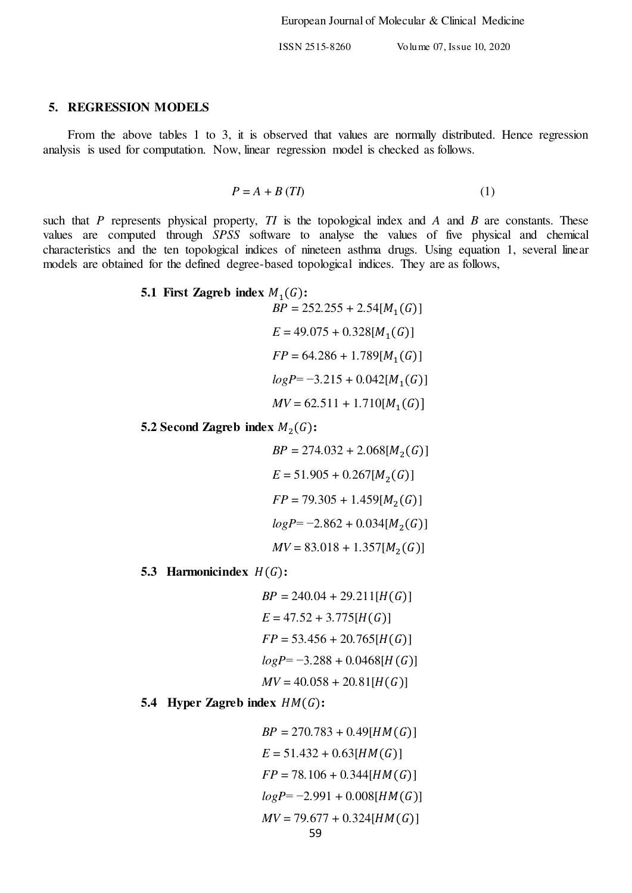## 5. REGRESSION MODELS

From the above tables 1 to 3, it is observed that values are normally distributed. Hence regression analysis is used for computation. Now, linear regression model is checked as follows.

$$P = A + B\,(TI) \qquad (1)$$

such that $P$ represents physical property, $TI$ is the topological index and $A$ and $B$ are constants. These values are computed through *SPSS* software to analyse the values of five physical and chemical characteristics and the ten topological indices of nineteen asthma drugs. Using equation 1, several linear models are obtained for the defined degree-based topological indices. They are as follows,

### 5.1 First Zagreb index $M_1(G)$:

$$BP = 252.255 + 2.54[M_1(G)]$$

$$E = 49.075 + 0.328[M_1(G)]$$

$$FP = 64.286 + 1.789[M_1(G)]$$

$$logP = -3.215 + 0.042[M_1(G)]$$

$$MV = 62.511 + 1.710[M_1(G)]$$

### 5.2 Second Zagreb index $M_2(G)$:

$$BP = 274.032 + 2.068[M_2(G)]$$

$$E = 51.905 + 0.267[M_2(G)]$$

$$FP = 79.305 + 1.459[M_2(G)]$$

$$logP = -2.862 + 0.034[M_2(G)]$$

$$MV = 83.018 + 1.357[M_2(G)]$$

### 5.3 Harmonicindex $H(G)$:

$$BP = 240.04 + 29.211[H(G)]$$

$$E = 47.52 + 3.775[H(G)]$$

$$FP = 53.456 + 20.765[H(G)]$$

$$logP = -3.288 + 0.0468[H(G)]$$

$$MV = 40.058 + 20.81[H(G)]$$

### 5.4 Hyper Zagreb index $HM(G)$:

$$BP = 270.783 + 0.49[HM(G)]$$

$$E = 51.432 + 0.63[HM(G)]$$

$$FP = 78.106 + 0.344[HM(G)]$$

$$logP = -2.991 + 0.008[HM(G)]$$

$$MV = 79.677 + 0.324[HM(G)]$$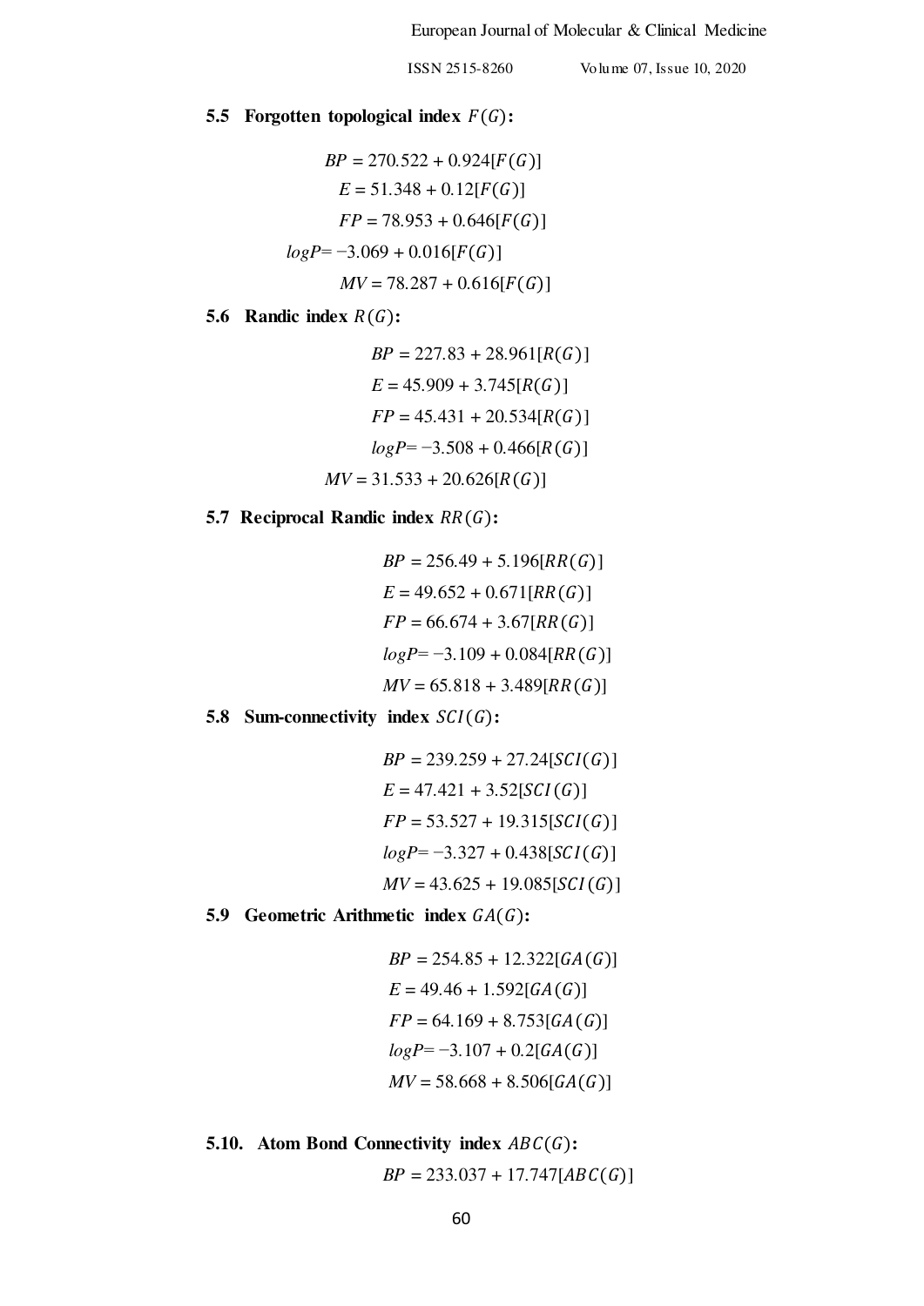### 5.5 Forgotten topological index $F(G)$:

$$BP = 270.522 + 0.924[F(G)]$$
$$E = 51.348 + 0.12[F(G)]$$
$$FP = 78.953 + 0.646[F(G)]$$
$$logP = -3.069 + 0.016[F(G)]$$
$$MV = 78.287 + 0.616[F(G)]$$

### 5.6 Randic index $R(G)$:

$$BP = 227.83 + 28.961[R(G)]$$
$$E = 45.909 + 3.745[R(G)]$$
$$FP = 45.431 + 20.534[R(G)]$$
$$logP = -3.508 + 0.466[R(G)]$$
$$MV = 31.533 + 20.626[R(G)]$$

### 5.7 Reciprocal Randic index $RR(G)$:

$$BP = 256.49 + 5.196[RR(G)]$$
$$E = 49.652 + 0.671[RR(G)]$$
$$FP = 66.674 + 3.67[RR(G)]$$
$$logP = -3.109 + 0.084[RR(G)]$$
$$MV = 65.818 + 3.489[RR(G)]$$

### 5.8 Sum-connectivity index $SCI(G)$:

$$BP = 239.259 + 27.24[SCI(G)]$$
$$E = 47.421 + 3.52[SCI(G)]$$
$$FP = 53.527 + 19.315[SCI(G)]$$
$$logP = -3.327 + 0.438[SCI(G)]$$
$$MV = 43.625 + 19.085[SCI(G)]$$

### 5.9 Geometric Arithmetic index $GA(G)$:

$$BP = 254.85 + 12.322[GA(G)]$$
$$E = 49.46 + 1.592[GA(G)]$$
$$FP = 64.169 + 8.753[GA(G)]$$
$$logP = -3.107 + 0.2[GA(G)]$$
$$MV = 58.668 + 8.506[GA(G)]$$

### 5.10. Atom Bond Connectivity index $ABC(G)$:

$$BP = 233.037 + 17.747[ABC(G)]$$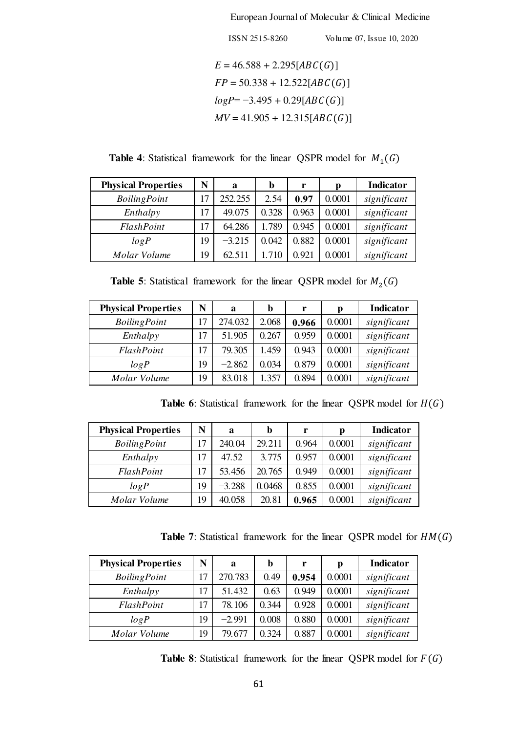$$E = 46.588 + 2.295[ABC(G)]$$

$$FP = 50.338 + 12.522[ABC(G)]$$

$$logP = -3.495 + 0.29[ABC(G)]$$

$$MV = 41.905 + 12.315[ABC(G)]$$

**Table 4**: Statistical framework for the linear QSPR model for $M_1(G)$

| Physical Properties | N | a | b | r | p | Indicator |
|---|---|---|---|---|---|---|
| *BoilingPoint* | 17 | 252.255 | 2.54 | **0.97** | 0.0001 | *significant* |
| *Enthalpy* | 17 | 49.075 | 0.328 | 0.963 | 0.0001 | *significant* |
| *FlashPoint* | 17 | 64.286 | 1.789 | 0.945 | 0.0001 | *significant* |
| *logP* | 19 | −3.215 | 0.042 | 0.882 | 0.0001 | *significant* |
| *Molar Volume* | 19 | 62.511 | 1.710 | 0.921 | 0.0001 | *significant* |

**Table 5**: Statistical framework for the linear QSPR model for $M_2(G)$

| Physical Properties | N | a | b | r | p | Indicator |
|---|---|---|---|---|---|---|
| *BoilingPoint* | 17 | 274.032 | 2.068 | **0.966** | 0.0001 | *significant* |
| *Enthalpy* | 17 | 51.905 | 0.267 | 0.959 | 0.0001 | *significant* |
| *FlashPoint* | 17 | 79.305 | 1.459 | 0.943 | 0.0001 | *significant* |
| *logP* | 19 | −2.862 | 0.034 | 0.879 | 0.0001 | *significant* |
| *Molar Volume* | 19 | 83.018 | 1.357 | 0.894 | 0.0001 | *significant* |

**Table 6**: Statistical framework for the linear QSPR model for $H(G)$

| Physical Properties | N | a | b | r | p | Indicator |
|---|---|---|---|---|---|---|
| *BoilingPoint* | 17 | 240.04 | 29.211 | 0.964 | 0.0001 | *significant* |
| *Enthalpy* | 17 | 47.52 | 3.775 | 0.957 | 0.0001 | *significant* |
| *FlashPoint* | 17 | 53.456 | 20.765 | 0.949 | 0.0001 | *significant* |
| *logP* | 19 | −3.288 | 0.0468 | 0.855 | 0.0001 | *significant* |
| *Molar Volume* | 19 | 40.058 | 20.81 | **0.965** | 0.0001 | *significant* |

**Table 7**: Statistical framework for the linear QSPR model for $HM(G)$

| Physical Properties | N | a | b | r | p | Indicator |
|---|---|---|---|---|---|---|
| *BoilingPoint* | 17 | 270.783 | 0.49 | **0.954** | 0.0001 | *significant* |
| *Enthalpy* | 17 | 51.432 | 0.63 | 0.949 | 0.0001 | *significant* |
| *FlashPoint* | 17 | 78.106 | 0.344 | 0.928 | 0.0001 | *significant* |
| *logP* | 19 | −2.991 | 0.008 | 0.880 | 0.0001 | *significant* |
| *Molar Volume* | 19 | 79.677 | 0.324 | 0.887 | 0.0001 | *significant* |

**Table 8**: Statistical framework for the linear QSPR model for $F(G)$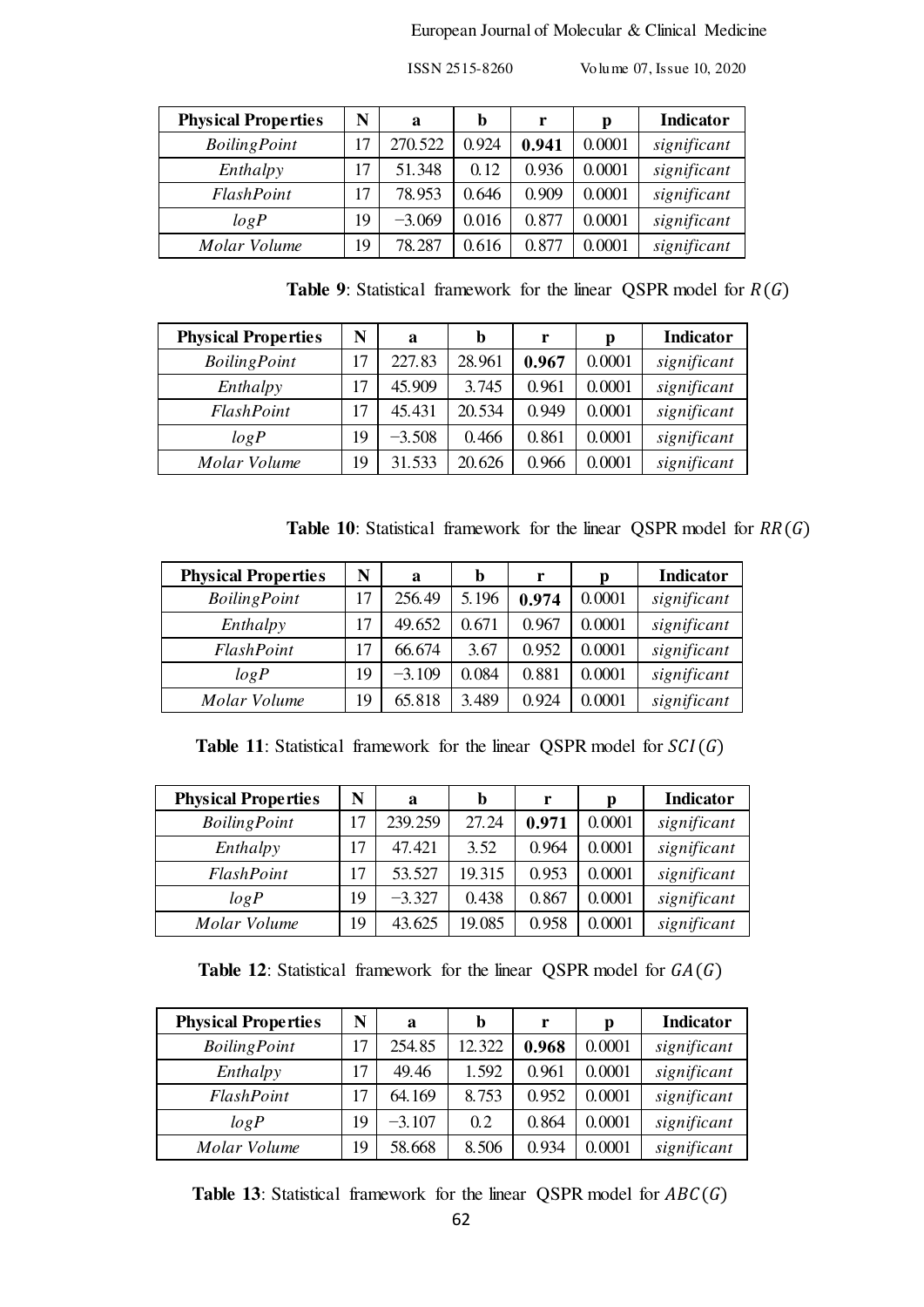| Physical Properties | N | a | b | r | p | Indicator |
|---|---|---|---|---|---|---|
| *BoilingPoint* | 17 | 270.522 | 0.924 | **0.941** | 0.0001 | *significant* |
| *Enthalpy* | 17 | 51.348 | 0.12 | 0.936 | 0.0001 | *significant* |
| *FlashPoint* | 17 | 78.953 | 0.646 | 0.909 | 0.0001 | *significant* |
| *logP* | 19 | −3.069 | 0.016 | 0.877 | 0.0001 | *significant* |
| *Molar Volume* | 19 | 78.287 | 0.616 | 0.877 | 0.0001 | *significant* |

**Table 9**: Statistical framework for the linear QSPR model for $R(G)$

| Physical Properties | N | a | b | r | p | Indicator |
|---|---|---|---|---|---|---|
| *BoilingPoint* | 17 | 227.83 | 28.961 | **0.967** | 0.0001 | *significant* |
| *Enthalpy* | 17 | 45.909 | 3.745 | 0.961 | 0.0001 | *significant* |
| *FlashPoint* | 17 | 45.431 | 20.534 | 0.949 | 0.0001 | *significant* |
| *logP* | 19 | −3.508 | 0.466 | 0.861 | 0.0001 | *significant* |
| *Molar Volume* | 19 | 31.533 | 20.626 | 0.966 | 0.0001 | *significant* |

**Table 10**: Statistical framework for the linear QSPR model for $RR(G)$

| Physical Properties | N | a | b | r | p | Indicator |
|---|---|---|---|---|---|---|
| *BoilingPoint* | 17 | 256.49 | 5.196 | **0.974** | 0.0001 | *significant* |
| *Enthalpy* | 17 | 49.652 | 0.671 | 0.967 | 0.0001 | *significant* |
| *FlashPoint* | 17 | 66.674 | 3.67 | 0.952 | 0.0001 | *significant* |
| *logP* | 19 | −3.109 | 0.084 | 0.881 | 0.0001 | *significant* |
| *Molar Volume* | 19 | 65.818 | 3.489 | 0.924 | 0.0001 | *significant* |

**Table 11**: Statistical framework for the linear QSPR model for $SCI(G)$

| Physical Properties | N | a | b | r | p | Indicator |
|---|---|---|---|---|---|---|
| *BoilingPoint* | 17 | 239.259 | 27.24 | **0.971** | 0.0001 | *significant* |
| *Enthalpy* | 17 | 47.421 | 3.52 | 0.964 | 0.0001 | *significant* |
| *FlashPoint* | 17 | 53.527 | 19.315 | 0.953 | 0.0001 | *significant* |
| *logP* | 19 | −3.327 | 0.438 | 0.867 | 0.0001 | *significant* |
| *Molar Volume* | 19 | 43.625 | 19.085 | 0.958 | 0.0001 | *significant* |

**Table 12**: Statistical framework for the linear QSPR model for $GA(G)$

| Physical Properties | N | a | b | r | p | Indicator |
|---|---|---|---|---|---|---|
| *BoilingPoint* | 17 | 254.85 | 12.322 | **0.968** | 0.0001 | *significant* |
| *Enthalpy* | 17 | 49.46 | 1.592 | 0.961 | 0.0001 | *significant* |
| *FlashPoint* | 17 | 64.169 | 8.753 | 0.952 | 0.0001 | *significant* |
| *logP* | 19 | −3.107 | 0.2 | 0.864 | 0.0001 | *significant* |
| *Molar Volume* | 19 | 58.668 | 8.506 | 0.934 | 0.0001 | *significant* |

**Table 13**: Statistical framework for the linear QSPR model for $ABC(G)$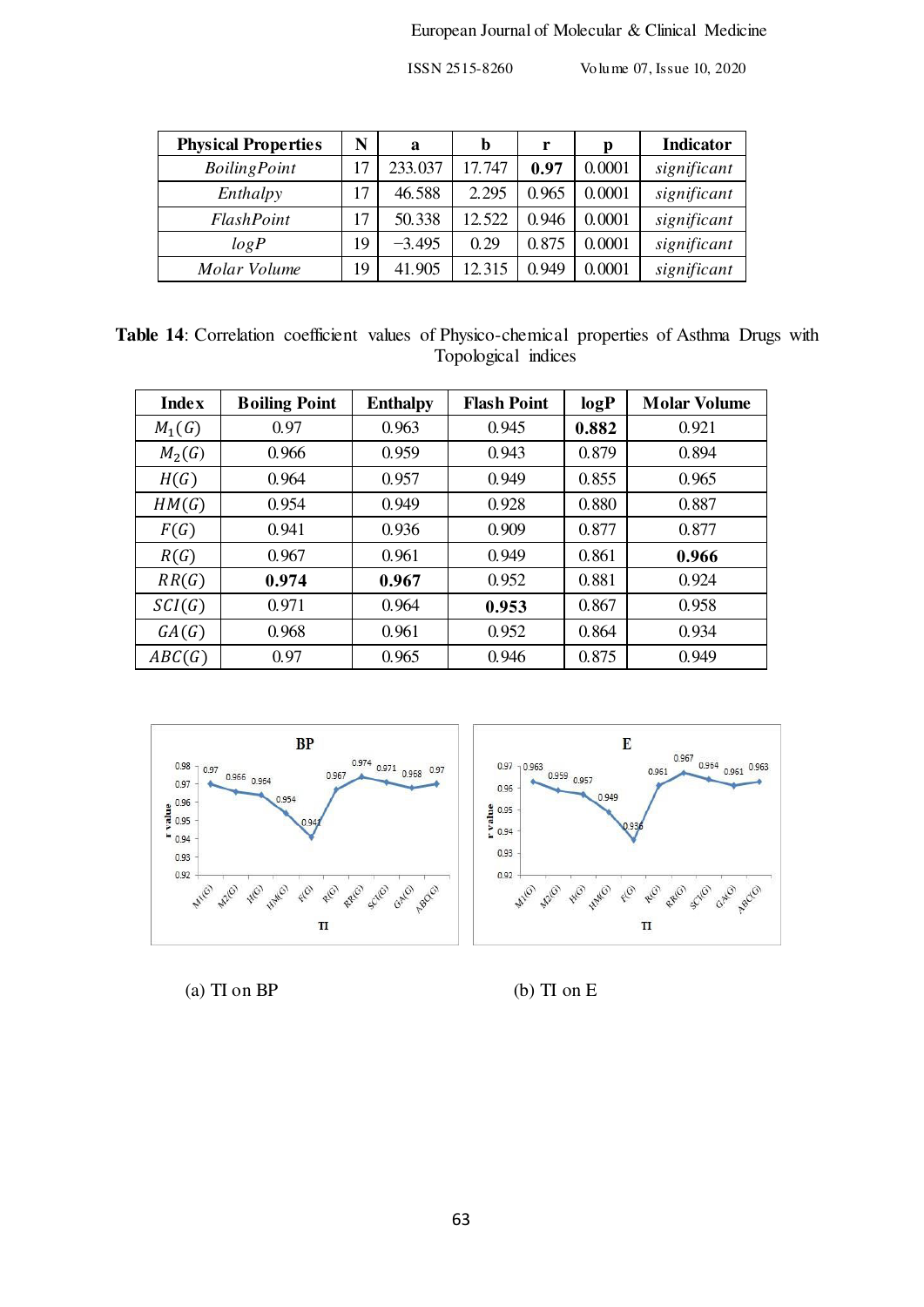| Physical Properties | N | a | b | r | p | Indicator |
|---|---|---|---|---|---|---|
| *BoilingPoint* | 17 | 233.037 | 17.747 | **0.97** | 0.0001 | *significant* |
| *Enthalpy* | 17 | 46.588 | 2.295 | 0.965 | 0.0001 | *significant* |
| *FlashPoint* | 17 | 50.338 | 12.522 | 0.946 | 0.0001 | *significant* |
| *logP* | 19 | −3.495 | 0.29 | 0.875 | 0.0001 | *significant* |
| *Molar Volume* | 19 | 41.905 | 12.315 | 0.949 | 0.0001 | *significant* |

**Table 14**: Correlation coefficient values of Physico-chemical properties of Asthma Drugs with Topological indices

| Index | Boiling Point | Enthalpy | Flash Point | logP | Molar Volume |
|---|---|---|---|---|---|
| $M_1(G)$ | 0.97 | 0.963 | 0.945 | **0.882** | 0.921 |
| $M_2(G)$ | 0.966 | 0.959 | 0.943 | 0.879 | 0.894 |
| $H(G)$ | 0.964 | 0.957 | 0.949 | 0.855 | 0.965 |
| $HM(G)$ | 0.954 | 0.949 | 0.928 | 0.880 | 0.887 |
| $F(G)$ | 0.941 | 0.936 | 0.909 | 0.877 | 0.877 |
| $R(G)$ | 0.967 | 0.961 | 0.949 | 0.861 | **0.966** |
| $RR(G)$ | **0.974** | **0.967** | 0.952 | 0.881 | 0.924 |
| $SCI(G)$ | 0.971 | 0.964 | **0.953** | 0.867 | 0.958 |
| $GA(G)$ | 0.968 | 0.961 | 0.952 | 0.864 | 0.934 |
| $ABC(G)$ | 0.97 | 0.965 | 0.946 | 0.875 | 0.949 |

(a) TI on BP

(b) TI on E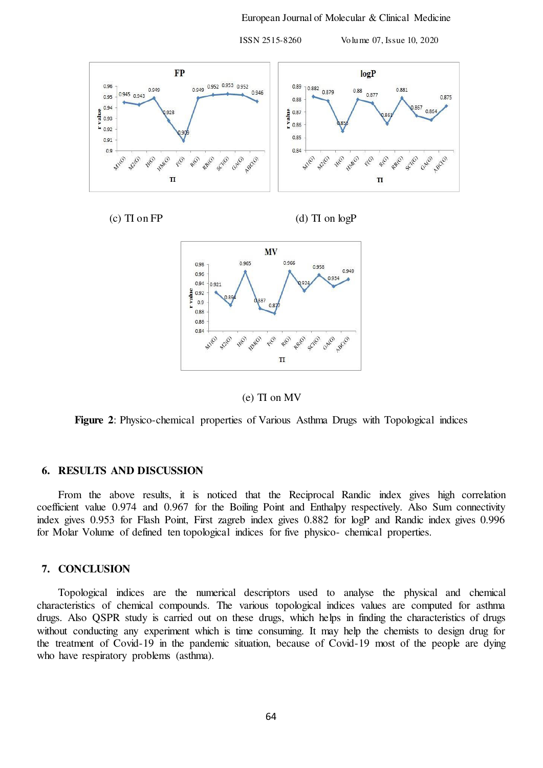(c) TI on FP

(d) TI on logP

(e) TI on MV

**Figure 2**: Physico-chemical properties of Various Asthma Drugs with Topological indices

## 6. RESULTS AND DISCUSSION

From the above results, it is noticed that the Reciprocal Randic index gives high correlation coefficient value 0.974 and 0.967 for the Boiling Point and Enthalpy respectively. Also Sum connectivity index gives 0.953 for Flash Point, First zagreb index gives 0.882 for logP and Randic index gives 0.996 for Molar Volume of defined ten topological indices for five physico- chemical properties.

## 7. CONCLUSION

Topological indices are the numerical descriptors used to analyse the physical and chemical characteristics of chemical compounds. The various topological indices values are computed for asthma drugs. Also QSPR study is carried out on these drugs, which helps in finding the characteristics of drugs without conducting any experiment which is time consuming. It may help the chemists to design drug for the treatment of Covid-19 in the pandemic situation, because of Covid-19 most of the people are dying who have respiratory problems (asthma).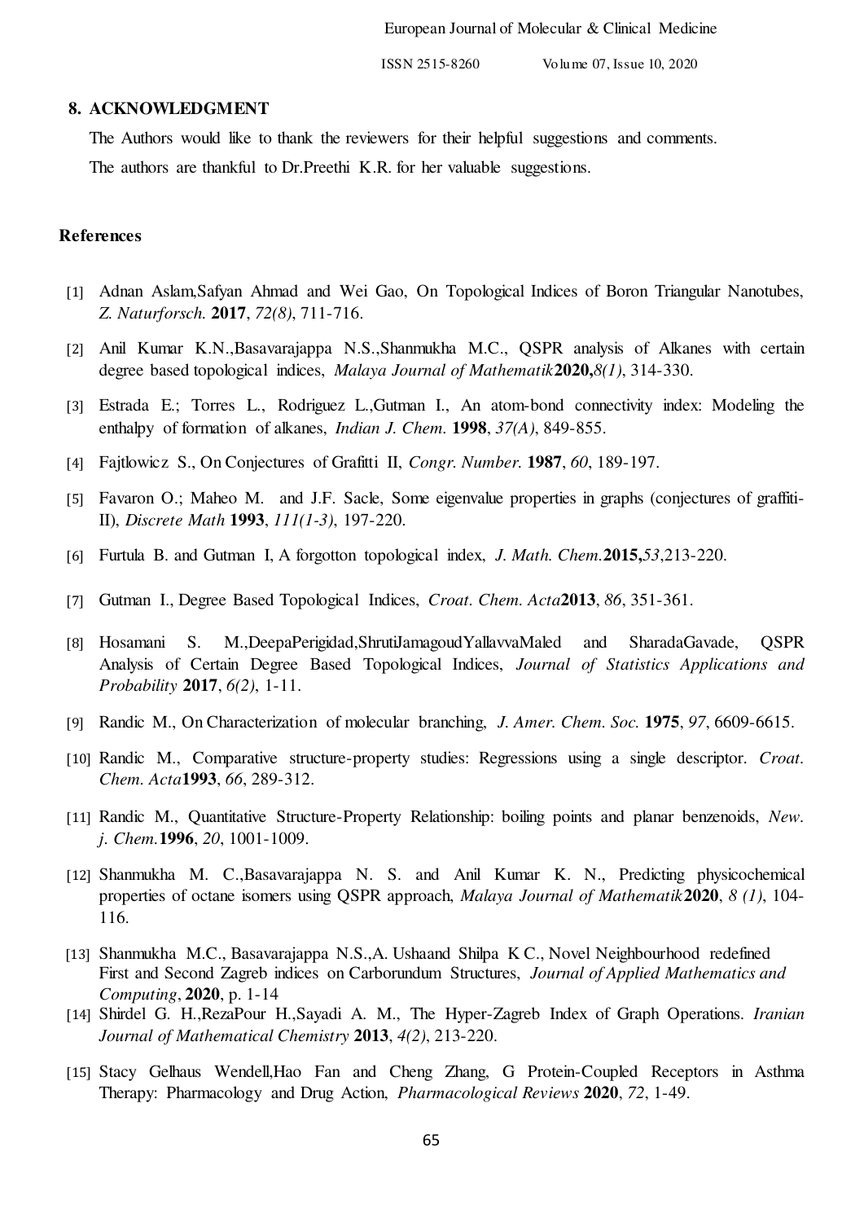## 8. ACKNOWLEDGMENT

The Authors would like to thank the reviewers for their helpful suggestions and comments.

The authors are thankful to Dr.Preethi K.R. for her valuable suggestions.

## References

[1] Adnan Aslam,Safyan Ahmad and Wei Gao, On Topological Indices of Boron Triangular Nanotubes, *Z. Naturforsch.* **2017**, *72(8)*, 711-716.

[2] Anil Kumar K.N.,Basavarajappa N.S.,Shanmukha M.C., QSPR analysis of Alkanes with certain degree based topological indices, *Malaya Journal of Mathematik* **2020,** *8(1)*, 314-330.

[3] Estrada E.; Torres L., Rodriguez L.,Gutman I., An atom-bond connectivity index: Modeling the enthalpy of formation of alkanes, *Indian J. Chem.* **1998**, *37(A)*, 849-855.

[4] Fajtlowicz S., On Conjectures of Grafitti II, *Congr. Number.* **1987**, *60*, 189-197.

[5] Favaron O.; Maheo M. and J.F. Sacle, Some eigenvalue properties in graphs (conjectures of graffiti-II), *Discrete Math* **1993**, *111(1-3)*, 197-220.

[6] Furtula B. and Gutman I, A forgotton topological index, *J. Math. Chem.* **2015,** *53*,213-220.

[7] Gutman I., Degree Based Topological Indices, *Croat. Chem. Acta* **2013**, *86*, 351-361.

[8] Hosamani S. M.,DeepaPerigidad,ShrutiJamagoudYallavvaMaled and SharadaGavade, QSPR Analysis of Certain Degree Based Topological Indices, *Journal of Statistics Applications and Probability* **2017**, *6(2)*, 1-11.

[9] Randic M., On Characterization of molecular branching, *J. Amer. Chem. Soc.* **1975**, *97*, 6609-6615.

[10] Randic M., Comparative structure-property studies: Regressions using a single descriptor. *Croat. Chem. Acta* **1993**, *66*, 289-312.

[11] Randic M., Quantitative Structure-Property Relationship: boiling points and planar benzenoids, *New. j. Chem.* **1996**, *20*, 1001-1009.

[12] Shanmukha M. C.,Basavarajappa N. S. and Anil Kumar K. N., Predicting physicochemical properties of octane isomers using QSPR approach, *Malaya Journal of Mathematik* **2020**, *8 (1)*, 104-116.

[13] Shanmukha M.C., Basavarajappa N.S.,A. Ushaand Shilpa K C., Novel Neighbourhood redefined First and Second Zagreb indices on Carborundum Structures, *Journal of Applied Mathematics and Computing*, **2020**, p. 1-14

[14] Shirdel G. H.,RezaPour H.,Sayadi A. M., The Hyper-Zagreb Index of Graph Operations. *Iranian Journal of Mathematical Chemistry* **2013**, *4(2)*, 213-220.

[15] Stacy Gelhaus Wendell,Hao Fan and Cheng Zhang, G Protein-Coupled Receptors in Asthma Therapy: Pharmacology and Drug Action, *Pharmacological Reviews* **2020**, *72*, 1-49.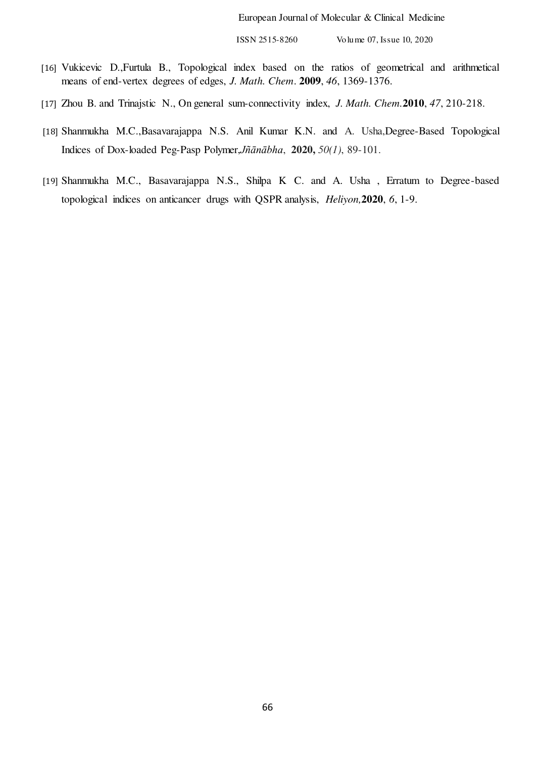[16] Vukicevic D.,Furtula B., Topological index based on the ratios of geometrical and arithmetical means of end-vertex degrees of edges, *J. Math. Chem*. **2009**, *46*, 1369-1376.

[17] Zhou B. and Trinajstic N., On general sum-connectivity index, *J. Math. Chem.***2010**, *47*, 210-218.

[18] Shanmukha M.C.,Basavarajappa N.S. Anil Kumar K.N. and A. Usha,Degree-Based Topological Indices of Dox-loaded Peg-Pasp Polymer,*Jñānābha*, **2020,** *50(1)*, 89-101.

[19] Shanmukha M.C., Basavarajappa N.S., Shilpa K C. and A. Usha , Erratum to Degree-based topological indices on anticancer drugs with QSPR analysis, *Heliyon,***2020**, *6*, 1-9.